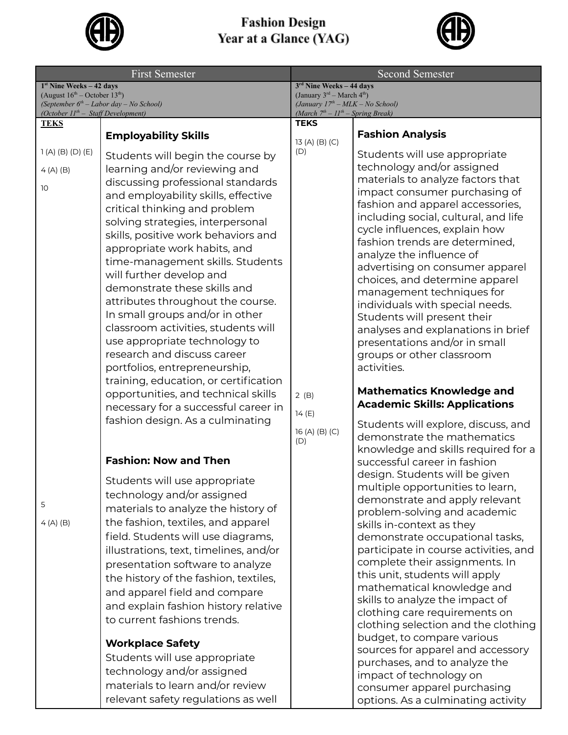# Fashion Design Year at a Glance (YAG)

| First Semester | | Second Semester | |
|---|---|---|---|
| **1st Nine Weeks – 42 days**<br>(August 16th – October 13th)<br>*(September 6th – Labor day – No School)*<br>*(October 11th – Staff Development)* | | **3rd Nine Weeks – 44 days**<br>(January 3rd – March 4th)<br>*(January 17th – MLK – No School)*<br>*(March 7th – 11th – Spring Break)* | |
| **TEKS** | | **TEKS** | |
| 1 (A) (B) (D) (E)<br>4 (A) (B)<br>10 | **Employability Skills**<br>Students will begin the course by learning and/or reviewing and discussing professional standards and employability skills, effective critical thinking and problem solving strategies, interpersonal skills, positive work behaviors and appropriate work habits, and time-management skills. Students will further develop and demonstrate these skills and attributes throughout the course. In small groups and/or in other classroom activities, students will use appropriate technology to research and discuss career portfolios, entrepreneurship, training, education, or certification opportunities, and technical skills necessary for a successful career in fashion design. As a culminating | 13 (A) (B) (C) (D) | **Fashion Analysis**<br>Students will use appropriate technology and/or assigned materials to analyze factors that impact consumer purchasing of fashion and apparel accessories, including social, cultural, and life cycle influences, explain how fashion trends are determined, analyze the influence of advertising on consumer apparel choices, and determine apparel management techniques for individuals with special needs. Students will present their analyses and explanations in brief presentations and/or in small groups or other classroom activities. |
| 5<br>4 (A) (B) | **Fashion: Now and Then**<br>Students will use appropriate technology and/or assigned materials to analyze the history of the fashion, textiles, and apparel field. Students will use diagrams, illustrations, text, timelines, and/or presentation software to analyze the history of the fashion, textiles, and apparel field and compare and explain fashion history relative to current fashions trends.<br><br>**Workplace Safety**<br>Students will use appropriate technology and/or assigned materials to learn and/or review relevant safety regulations as well | 2 (B)<br>14 (E)<br>16 (A) (B) (C) (D) | **Mathematics Knowledge and Academic Skills: Applications**<br>Students will explore, discuss, and demonstrate the mathematics knowledge and skills required for a successful career in fashion design. Students will be given multiple opportunities to learn, demonstrate and apply relevant problem-solving and academic skills in-context as they demonstrate occupational tasks, participate in course activities, and complete their assignments. In this unit, students will apply mathematical knowledge and skills to analyze the impact of clothing care requirements on clothing selection and the clothing budget, to compare various sources for apparel and accessory purchases, and to analyze the impact of technology on consumer apparel purchasing options. As a culminating activity |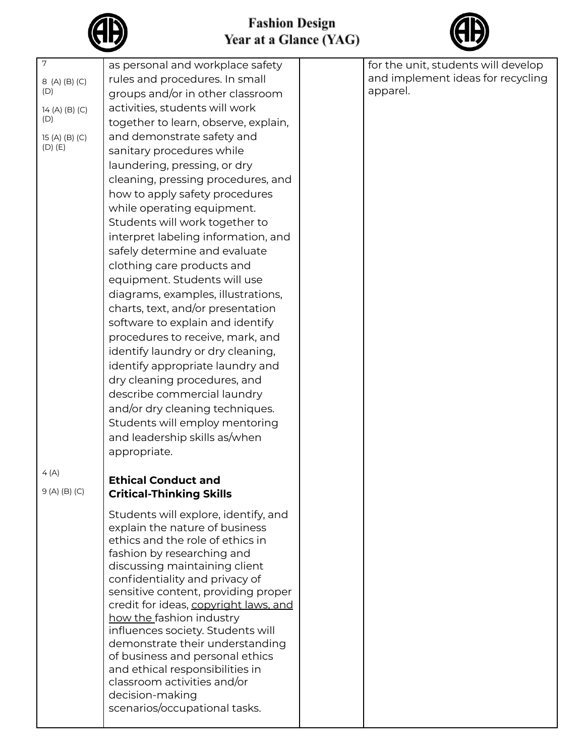| | | | |
|---|---|---|---|
| 7<br><br>8 (A) (B) (C) (D)<br><br>14 (A) (B) (C) (D)<br><br>15 (A) (B) (C) (D) (E) | as personal and workplace safety rules and procedures. In small groups and/or in other classroom activities, students will work together to learn, observe, explain, and demonstrate safety and sanitary procedures while laundering, pressing, or dry cleaning, pressing procedures, and how to apply safety procedures while operating equipment. Students will work together to interpret labeling information, and safely determine and evaluate clothing care products and equipment. Students will use diagrams, examples, illustrations, charts, text, and/or presentation software to explain and identify procedures to receive, mark, and identify laundry or dry cleaning, identify appropriate laundry and dry cleaning procedures, and describe commercial laundry and/or dry cleaning techniques. Students will employ mentoring and leadership skills as/when appropriate. | | for the unit, students will develop and implement ideas for recycling apparel. |
| 4 (A)<br><br>9 (A) (B) (C) | **Ethical Conduct and Critical-Thinking Skills**<br><br>Students will explore, identify, and explain the nature of business ethics and the role of ethics in fashion by researching and discussing maintaining client confidentiality and privacy of sensitive content, providing proper credit for ideas, copyright laws, and how the fashion industry influences society. Students will demonstrate their understanding of business and personal ethics and ethical responsibilities in classroom activities and/or decision-making scenarios/occupational tasks. | | |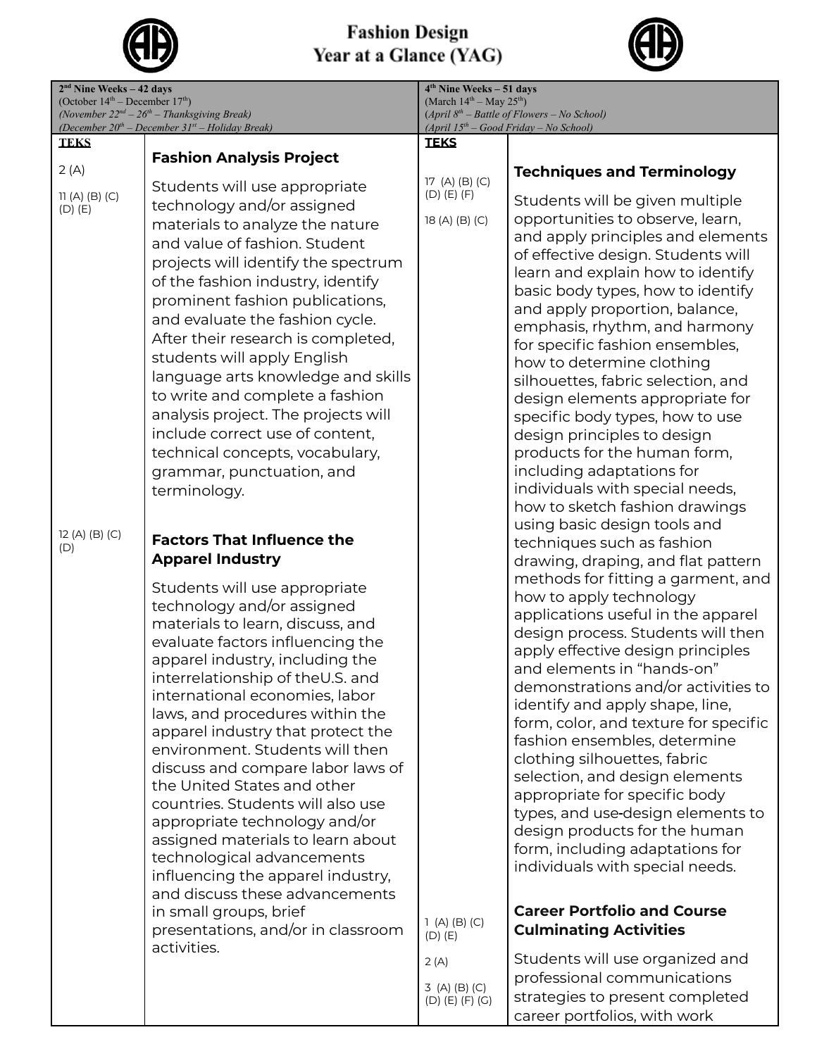# Fashion Design
# Year at a Glance (YAG)

| **2nd Nine Weeks – 42 days**<br>(October 14th – December 17th)<br>*(November 22nd – 26th – Thanksgiving Break)*<br>*(December 20th – December 31st – Holiday Break)* | | **4th Nine Weeks – 51 days**<br>(March 14th – May 25th)<br>*(April 8th – Battle of Flowers – No School)*<br>*(April 15th – Good Friday – No School)* | |
|---|---|---|---|
| **TEKS** | | **TEKS** | |
| 2 (A)<br><br>11 (A) (B) (C) (D) (E) | **Fashion Analysis Project**<br><br>Students will use appropriate technology and/or assigned materials to analyze the nature and value of fashion. Student projects will identify the spectrum of the fashion industry, identify prominent fashion publications, and evaluate the fashion cycle. After their research is completed, students will apply English language arts knowledge and skills to write and complete a fashion analysis project. The projects will include correct use of content, technical concepts, vocabulary, grammar, punctuation, and terminology. | 17 (A) (B) (C) (D) (E) (F)<br><br>18 (A) (B) (C) | **Techniques and Terminology**<br><br>Students will be given multiple opportunities to observe, learn, and apply principles and elements of effective design. Students will learn and explain how to identify basic body types, how to identify and apply proportion, balance, emphasis, rhythm, and harmony for specific fashion ensembles, how to determine clothing silhouettes, fabric selection, and design elements appropriate for specific body types, how to use design principles to design products for the human form, including adaptations for individuals with special needs, how to sketch fashion drawings using basic design tools and techniques such as fashion drawing, draping, and flat pattern methods for fitting a garment, and how to apply technology applications useful in the apparel design process. Students will then apply effective design principles and elements in "hands-on" demonstrations and/or activities to identify and apply shape, line, form, color, and texture for specific fashion ensembles, determine clothing silhouettes, fabric selection, and design elements appropriate for specific body types, and use-design elements to design products for the human form, including adaptations for individuals with special needs. |
| 12 (A) (B) (C) (D) | **Factors That Influence the Apparel Industry**<br><br>Students will use appropriate technology and/or assigned materials to learn, discuss, and evaluate factors influencing the apparel industry, including the interrelationship of theU.S. and international economies, labor laws, and procedures within the apparel industry that protect the environment. Students will then discuss and compare labor laws of the United States and other countries. Students will also use appropriate technology and/or assigned materials to learn about technological advancements influencing the apparel industry, and discuss these advancements in small groups, brief presentations, and/or in classroom activities. | 1 (A) (B) (C) (D) (E)<br><br>2 (A)<br><br>3 (A) (B) (C) (D) (E) (F) (G) | **Career Portfolio and Course Culminating Activities**<br><br>Students will use organized and professional communications strategies to present completed career portfolios, with work |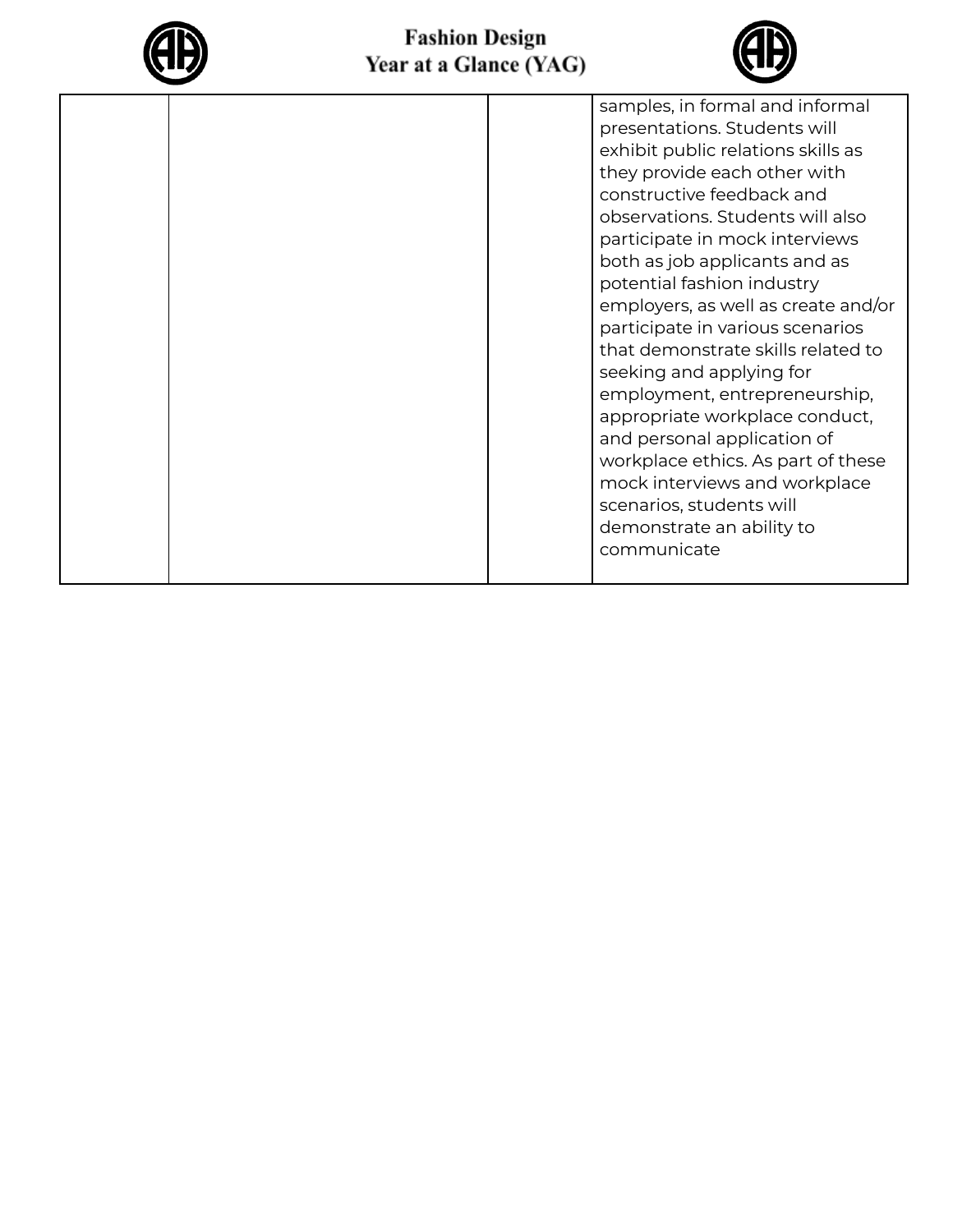| | | | |
|---|---|---|---|
| | | | samples, in formal and informal presentations. Students will exhibit public relations skills as they provide each other with constructive feedback and observations. Students will also participate in mock interviews both as job applicants and as potential fashion industry employers, as well as create and/or participate in various scenarios that demonstrate skills related to seeking and applying for employment, entrepreneurship, appropriate workplace conduct, and personal application of workplace ethics. As part of these mock interviews and workplace scenarios, students will demonstrate an ability to communicate |